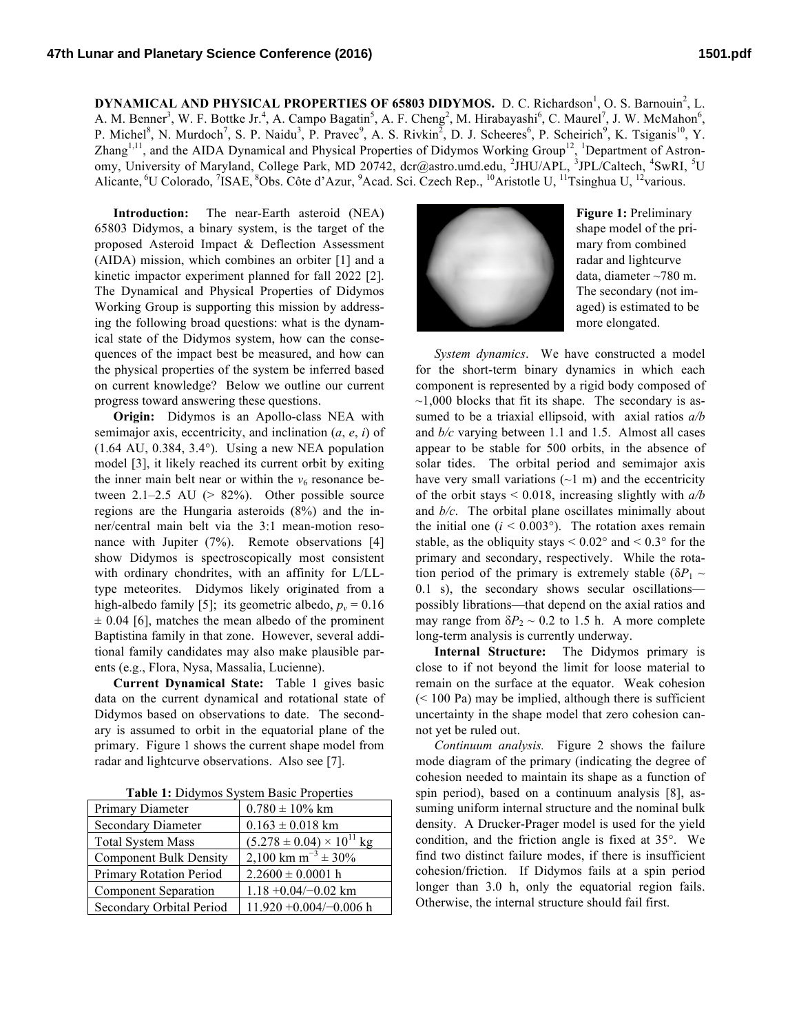**DYNAMICAL AND PHYSICAL PROPERTIES OF 65803 DIDYMOS.** D. C. Richardson[1], O. S. Barnouin[2], L. A. M. Benner[3], W. F. Bottke Jr.[4], A. Campo Bagatin[5], A. F. Cheng[2], M. Hirabayashi[6], C. Maurel[7], J. W. McMahon[6], P. Michel[8], N. Murdoch[7], S. P. Naidu[3], P. Pravec[9], A. S. Rivkin[2], D. J. Scheeres[6], P. Scheirich[9], K. Tsiganis[10], Y. Zhang[1,11], and the AIDA Dynamical and Physical Properties of Didymos Working Group[12], [1]Department of Astronomy, University of Maryland, College Park, MD 20742, dcr@astro.umd.edu, [2]JHU/APL, [3]JPL/Caltech, [4]SwRI, [5]U Alicante, [6]U Colorado, [7]ISAE, [8]Obs. Côte d'Azur, [9]Acad. Sci. Czech Rep., [10]Aristotle U, [11]Tsinghua U, [12]various.

**Introduction:** The near-Earth asteroid (NEA) 65803 Didymos, a binary system, is the target of the proposed Asteroid Impact & Deflection Assessment (AIDA) mission, which combines an orbiter [1] and a kinetic impactor experiment planned for fall 2022 [2]. The Dynamical and Physical Properties of Didymos Working Group is supporting this mission by addressing the following broad questions: what is the dynamical state of the Didymos system, how can the consequences of the impact best be measured, and how can the physical properties of the system be inferred based on current knowledge? Below we outline our current progress toward answering these questions.

**Origin:** Didymos is an Apollo-class NEA with semimajor axis, eccentricity, and inclination ($a$, $e$, $i$) of (1.64 AU, 0.384, 3.4°). Using a new NEA population model [3], it likely reached its current orbit by exiting the inner main belt near or within the $\nu_6$ resonance between 2.1–2.5 AU (> 82%). Other possible source regions are the Hungaria asteroids (8%) and the inner/central main belt via the 3:1 mean-motion resonance with Jupiter (7%). Remote observations [4] show Didymos is spectroscopically most consistent with ordinary chondrites, with an affinity for L/LL-type meteorites. Didymos likely originated from a high-albedo family [5]; its geometric albedo, $p_v = 0.16 \pm 0.04$ [6], matches the mean albedo of the prominent Baptistina family in that zone. However, several additional family candidates may also make plausible parents (e.g., Flora, Nysa, Massalia, Lucienne).

**Current Dynamical State:** Table 1 gives basic data on the current dynamical and rotational state of Didymos based on observations to date. The secondary is assumed to orbit in the equatorial plane of the primary. Figure 1 shows the current shape model from radar and lightcurve observations. Also see [7].

**Table 1:** Didymos System Basic Properties

| Property | Value |
|---|---|
| Primary Diameter | 0.780 ± 10% km |
| Secondary Diameter | 0.163 ± 0.018 km |
| Total System Mass | $(5.278 \pm 0.04) \times 10^{11}$ kg |
| Component Bulk Density | 2,100 km $m^{-3}$ ± 30% |
| Primary Rotation Period | 2.2600 ± 0.0001 h |
| Component Separation | 1.18 +0.04/−0.02 km |
| Secondary Orbital Period | 11.920 +0.004/−0.006 h |

**Figure 1:** Preliminary shape model of the primary from combined radar and lightcurve data, diameter ~780 m. The secondary (not imaged) is estimated to be more elongated.

*System dynamics.* We have constructed a model for the short-term binary dynamics in which each component is represented by a rigid body composed of ~1,000 blocks that fit its shape. The secondary is assumed to be a triaxial ellipsoid, with axial ratios $a/b$ and $b/c$ varying between 1.1 and 1.5. Almost all cases appear to be stable for 500 orbits, in the absence of solar tides. The orbital period and semimajor axis have very small variations (~1 m) and the eccentricity of the orbit stays < 0.018, increasing slightly with $a/b$ and $b/c$. The orbital plane oscillates minimally about the initial one ($i$ < 0.003°). The rotation axes remain stable, as the obliquity stays < 0.02° and < 0.3° for the primary and secondary, respectively. While the rotation period of the primary is extremely stable ($\delta P_1$ ~ 0.1 s), the secondary shows secular oscillations—possibly librations—that depend on the axial ratios and may range from $\delta P_2$ ~ 0.2 to 1.5 h. A more complete long-term analysis is currently underway.

**Internal Structure:** The Didymos primary is close to if not beyond the limit for loose material to remain on the surface at the equator. Weak cohesion (< 100 Pa) may be implied, although there is sufficient uncertainty in the shape model that zero cohesion cannot yet be ruled out.

*Continuum analysis.* Figure 2 shows the failure mode diagram of the primary (indicating the degree of cohesion needed to maintain its shape as a function of spin period), based on a continuum analysis [8], assuming uniform internal structure and the nominal bulk density. A Drucker-Prager model is used for the yield condition, and the friction angle is fixed at 35°. We find two distinct failure modes, if there is insufficient cohesion/friction. If Didymos fails at a spin period longer than 3.0 h, only the equatorial region fails. Otherwise, the internal structure should fail first.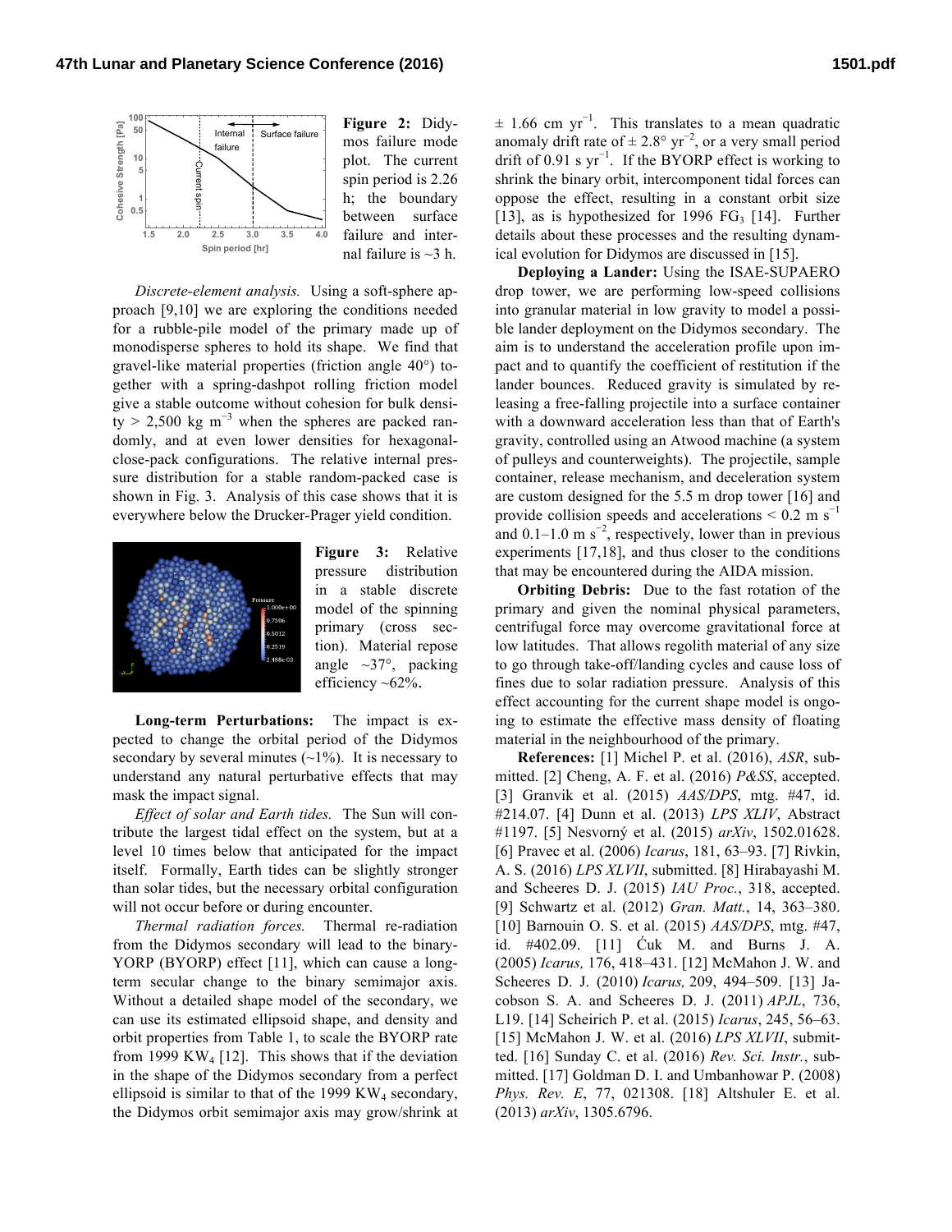100
50
10
5
1
0.5
Cohesive Strength [Pa]
Internal failure
Surface failure
Current spin
1.5 2.0 2.5 3.0 3.5 4.0
Spin period [hr]

**Figure 2:** Didymos failure mode plot. The current spin period is 2.26 h; the boundary between surface failure and internal failure is ~3 h.

*Discrete-element analysis.* Using a soft-sphere approach [9,10] we are exploring the conditions needed for a rubble-pile model of the primary made up of monodisperse spheres to hold its shape. We find that gravel-like material properties (friction angle 40°) together with a spring-dashpot rolling friction model give a stable outcome without cohesion for bulk density > 2,500 kg m$^{-3}$ when the spheres are packed randomly, and at even lower densities for hexagonal-close-pack configurations. The relative internal pressure distribution for a stable random-packed case is shown in Fig. 3. Analysis of this case shows that it is everywhere below the Drucker-Prager yield condition.

Pressure
1.000e+00
0.7506
0.5012
0.2519
2.488e-03

**Figure 3:** Relative pressure distribution in a stable discrete model of the spinning primary (cross section). Material repose angle ~37°, packing efficiency ~62%.

**Long-term Perturbations:** The impact is expected to change the orbital period of the Didymos secondary by several minutes (~1%). It is necessary to understand any natural perturbative effects that may mask the impact signal.

*Effect of solar and Earth tides.* The Sun will contribute the largest tidal effect on the system, but at a level 10 times below that anticipated for the impact itself. Formally, Earth tides can be slightly stronger than solar tides, but the necessary orbital configuration will not occur before or during encounter.

*Thermal radiation forces.* Thermal re-radiation from the Didymos secondary will lead to the binary-YORP (BYORP) effect [11], which can cause a long-term secular change to the binary semimajor axis. Without a detailed shape model of the secondary, we can use its estimated ellipsoid shape, and density and orbit properties from Table 1, to scale the BYORP rate from 1999 KW$_4$ [12]. This shows that if the deviation in the shape of the Didymos secondary from a perfect ellipsoid is similar to that of the 1999 KW$_4$ secondary, the Didymos orbit semimajor axis may grow/shrink at ± 1.66 cm yr$^{-1}$. This translates to a mean quadratic anomaly drift rate of ± 2.8° yr$^{-2}$, or a very small period drift of 0.91 s yr$^{-1}$. If the BYORP effect is working to shrink the binary orbit, intercomponent tidal forces can oppose the effect, resulting in a constant orbit size [13], as is hypothesized for 1996 FG$_3$ [14]. Further details about these processes and the resulting dynamical evolution for Didymos are discussed in [15].

**Deploying a Lander:** Using the ISAE-SUPAERO drop tower, we are performing low-speed collisions into granular material in low gravity to model a possible lander deployment on the Didymos secondary. The aim is to understand the acceleration profile upon impact and to quantify the coefficient of restitution if the lander bounces. Reduced gravity is simulated by releasing a free-falling projectile into a surface container with a downward acceleration less than that of Earth's gravity, controlled using an Atwood machine (a system of pulleys and counterweights). The projectile, sample container, release mechanism, and deceleration system are custom designed for the 5.5 m drop tower [16] and provide collision speeds and accelerations < 0.2 m s$^{-1}$ and 0.1–1.0 m s$^{-2}$, respectively, lower than in previous experiments [17,18], and thus closer to the conditions that may be encountered during the AIDA mission.

**Orbiting Debris:** Due to the fast rotation of the primary and given the nominal physical parameters, centrifugal force may overcome gravitational force at low latitudes. That allows regolith material of any size to go through take-off/landing cycles and cause loss of fines due to solar radiation pressure. Analysis of this effect accounting for the current shape model is ongoing to estimate the effective mass density of floating material in the neighbourhood of the primary.

**References:** [1] Michel P. et al. (2016), *ASR*, submitted. [2] Cheng, A. F. et al. (2016) *P&SS*, accepted. [3] Granvik et al. (2015) *AAS/DPS*, mtg. #47, id. #214.07. [4] Dunn et al. (2013) *LPS XLIV*, Abstract #1197. [5] Nesvorný et al. (2015) *arXiv*, 1502.01628. [6] Pravec et al. (2006) *Icarus*, 181, 63–93. [7] Rivkin, A. S. (2016) *LPS XLVII*, submitted. [8] Hirabayashi M. and Scheeres D. J. (2015) *IAU Proc.*, 318, accepted. [9] Schwartz et al. (2012) *Gran. Matt.*, 14, 363–380. [10] Barnouin O. S. et al. (2015) *AAS/DPS*, mtg. #47, id. #402.09. [11] Ćuk M. and Burns J. A. (2005) *Icarus,* 176, 418–431. [12] McMahon J. W. and Scheeres D. J. (2010) *Icarus,* 209, 494–509. [13] Jacobson S. A. and Scheeres D. J. (2011) *APJL*, 736, L19. [14] Scheirich P. et al. (2015) *Icarus*, 245, 56–63. [15] McMahon J. W. et al. (2016) *LPS XLVII*, submitted. [16] Sunday C. et al. (2016) *Rev. Sci. Instr.*, submitted. [17] Goldman D. I. and Umbanhowar P. (2008) *Phys. Rev. E*, 77, 021308. [18] Altshuler E. et al. (2013) *arXiv*, 1305.6796.